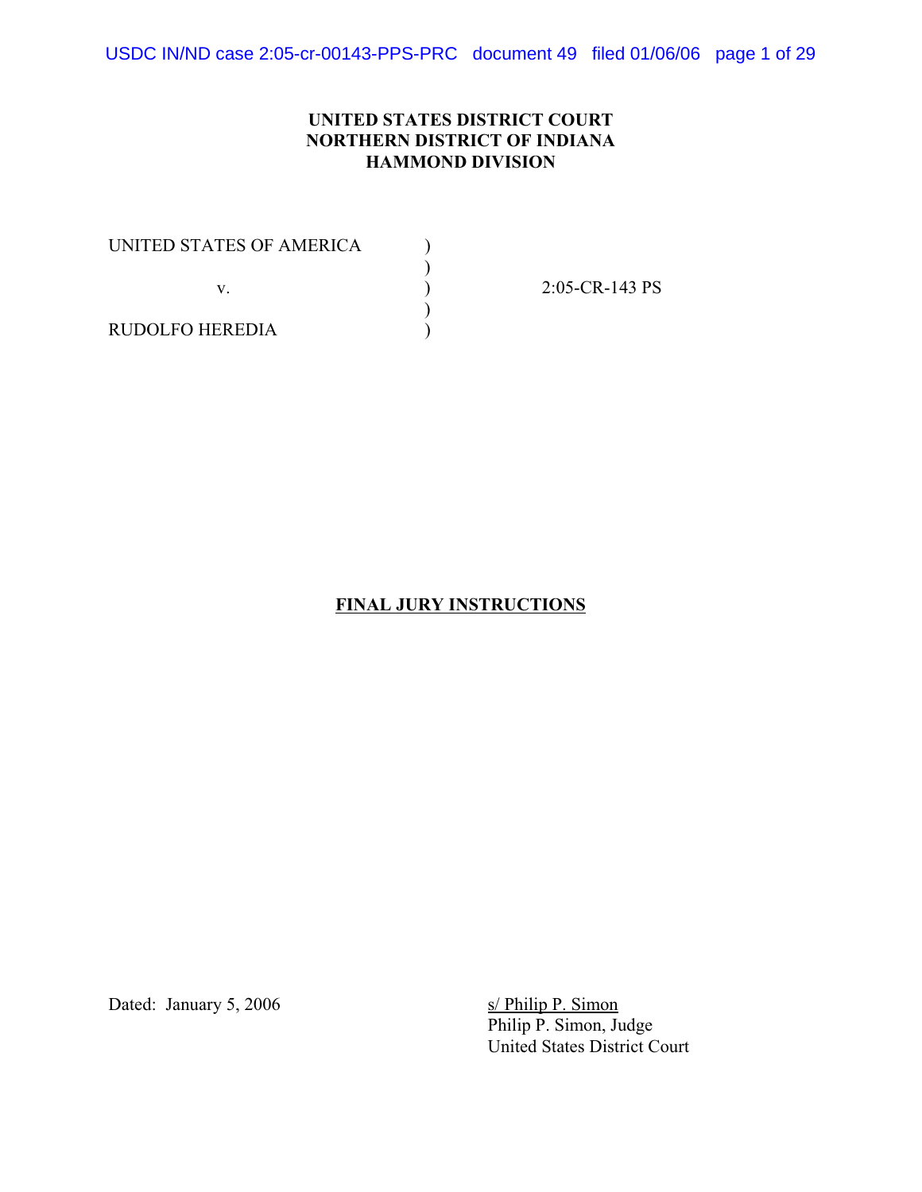**UNITED STATES DISTRICT COURT**
**NORTHERN DISTRICT OF INDIANA**
**HAMMOND DIVISION**

| | | |
|---|---|---|
| UNITED STATES OF AMERICA | ) | |
| | ) | |
| v. | ) | 2:05-CR-143 PS |
| | ) | |
| RUDOLFO HEREDIA | ) | |

# FINAL JURY INSTRUCTIONS

Dated: January 5, 2006

s/ Philip P. Simon
Philip P. Simon, Judge
United States District Court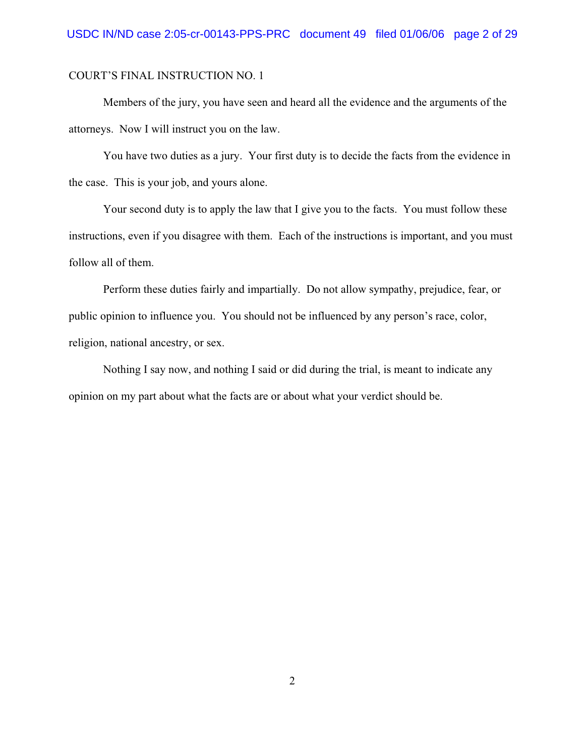COURT'S FINAL INSTRUCTION NO. 1

Members of the jury, you have seen and heard all the evidence and the arguments of the attorneys. Now I will instruct you on the law.

You have two duties as a jury. Your first duty is to decide the facts from the evidence in the case. This is your job, and yours alone.

Your second duty is to apply the law that I give you to the facts. You must follow these instructions, even if you disagree with them. Each of the instructions is important, and you must follow all of them.

Perform these duties fairly and impartially. Do not allow sympathy, prejudice, fear, or public opinion to influence you. You should not be influenced by any person's race, color, religion, national ancestry, or sex.

Nothing I say now, and nothing I said or did during the trial, is meant to indicate any opinion on my part about what the facts are or about what your verdict should be.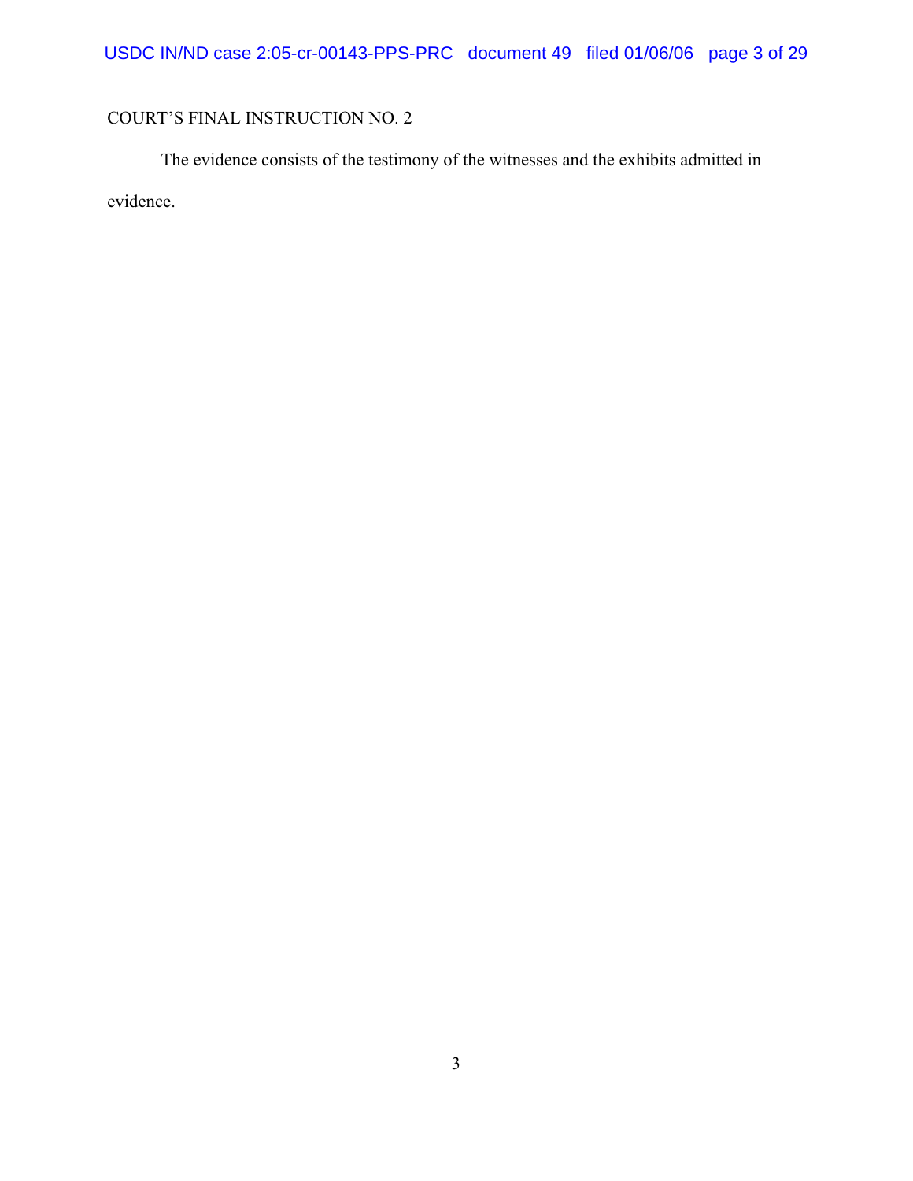COURT'S FINAL INSTRUCTION NO. 2

The evidence consists of the testimony of the witnesses and the exhibits admitted in evidence.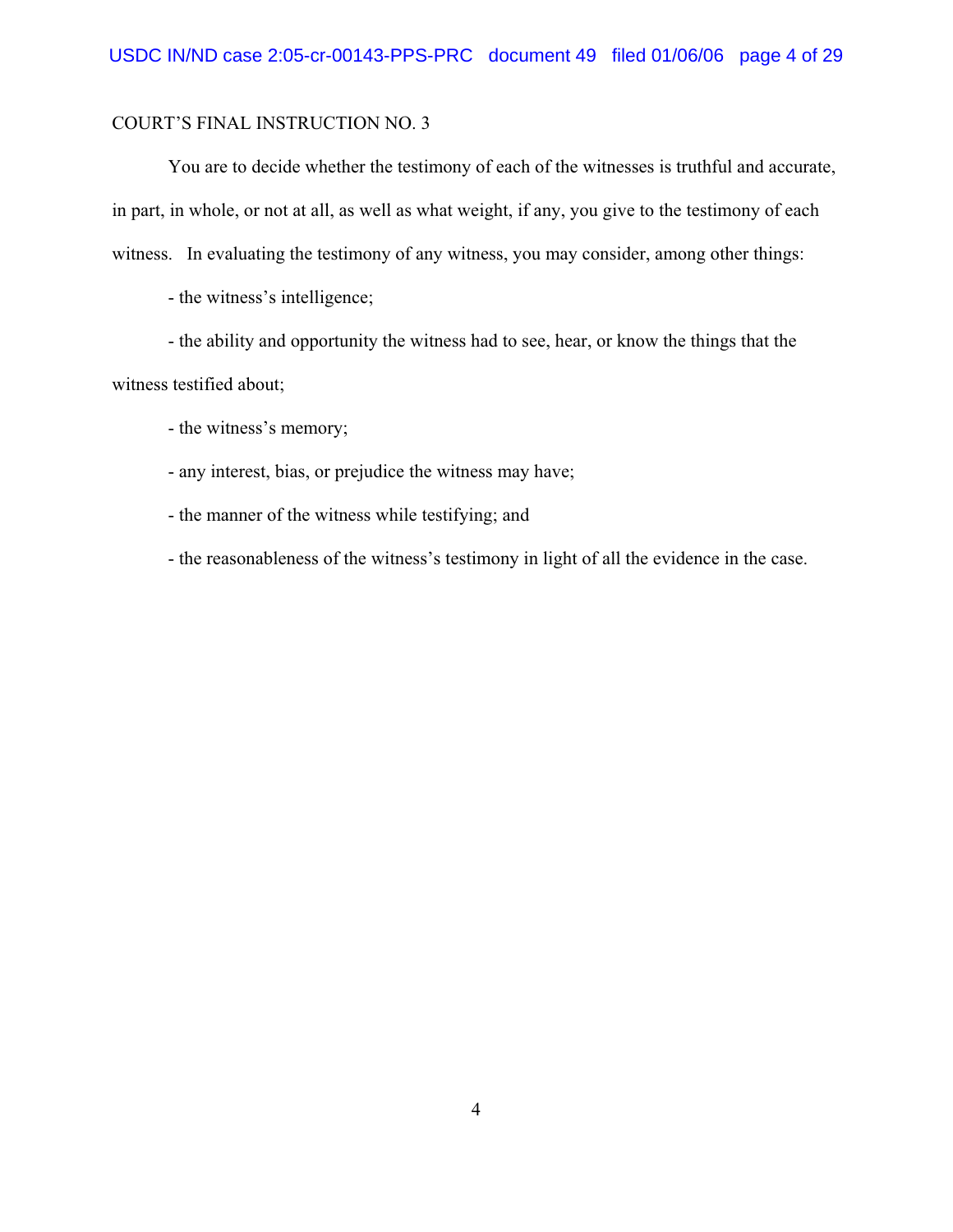COURT'S FINAL INSTRUCTION NO. 3

You are to decide whether the testimony of each of the witnesses is truthful and accurate, in part, in whole, or not at all, as well as what weight, if any, you give to the testimony of each witness. In evaluating the testimony of any witness, you may consider, among other things:

- the witness's intelligence;
- the ability and opportunity the witness had to see, hear, or know the things that the witness testified about;
- the witness's memory;
- any interest, bias, or prejudice the witness may have;
- the manner of the witness while testifying; and
- the reasonableness of the witness's testimony in light of all the evidence in the case.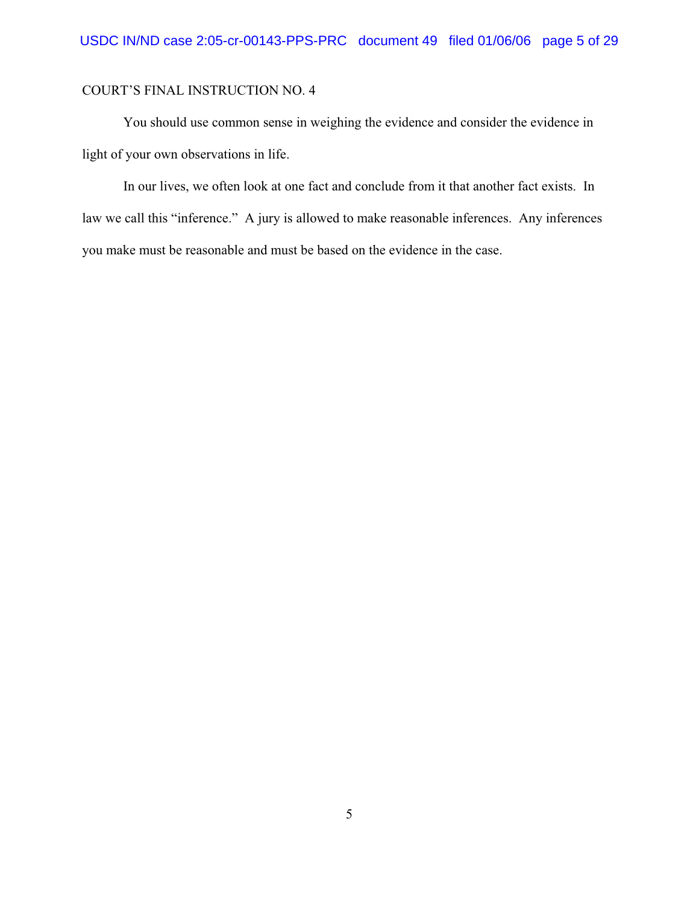COURT'S FINAL INSTRUCTION NO. 4

You should use common sense in weighing the evidence and consider the evidence in light of your own observations in life.

In our lives, we often look at one fact and conclude from it that another fact exists. In law we call this "inference." A jury is allowed to make reasonable inferences. Any inferences you make must be reasonable and must be based on the evidence in the case.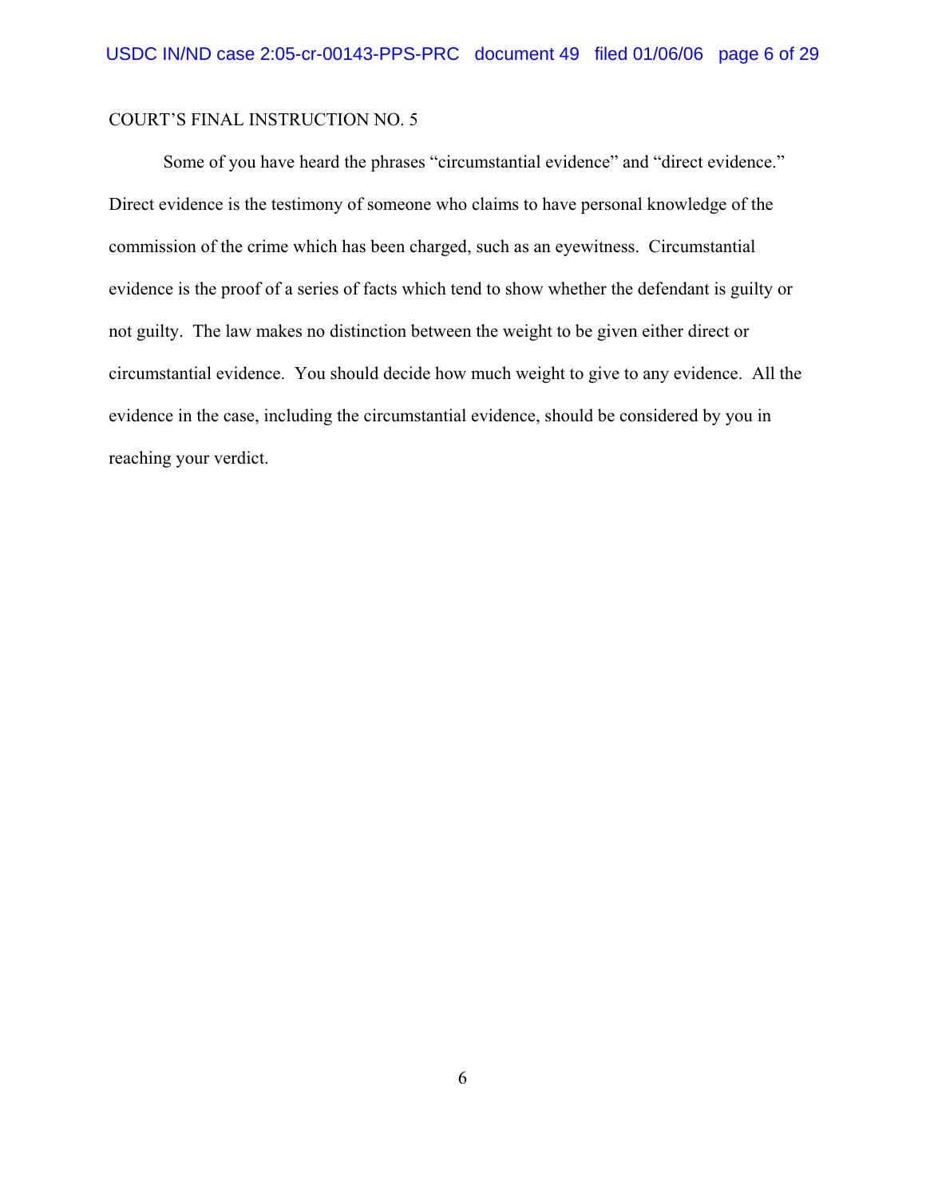COURT'S FINAL INSTRUCTION NO. 5

Some of you have heard the phrases "circumstantial evidence" and "direct evidence." Direct evidence is the testimony of someone who claims to have personal knowledge of the commission of the crime which has been charged, such as an eyewitness. Circumstantial evidence is the proof of a series of facts which tend to show whether the defendant is guilty or not guilty. The law makes no distinction between the weight to be given either direct or circumstantial evidence. You should decide how much weight to give to any evidence. All the evidence in the case, including the circumstantial evidence, should be considered by you in reaching your verdict.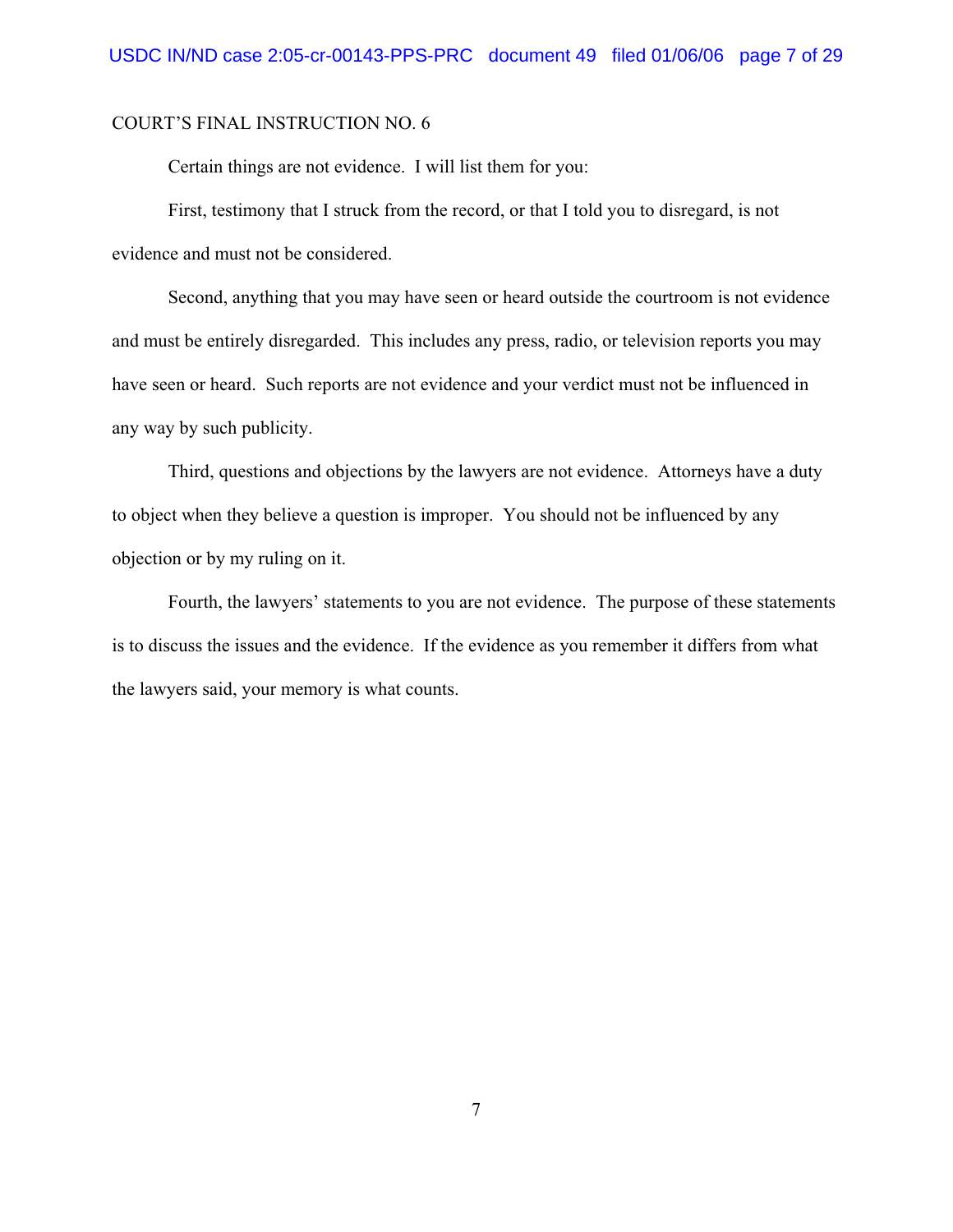COURT'S FINAL INSTRUCTION NO. 6

Certain things are not evidence. I will list them for you:

First, testimony that I struck from the record, or that I told you to disregard, is not evidence and must not be considered.

Second, anything that you may have seen or heard outside the courtroom is not evidence and must be entirely disregarded. This includes any press, radio, or television reports you may have seen or heard. Such reports are not evidence and your verdict must not be influenced in any way by such publicity.

Third, questions and objections by the lawyers are not evidence. Attorneys have a duty to object when they believe a question is improper. You should not be influenced by any objection or by my ruling on it.

Fourth, the lawyers' statements to you are not evidence. The purpose of these statements is to discuss the issues and the evidence. If the evidence as you remember it differs from what the lawyers said, your memory is what counts.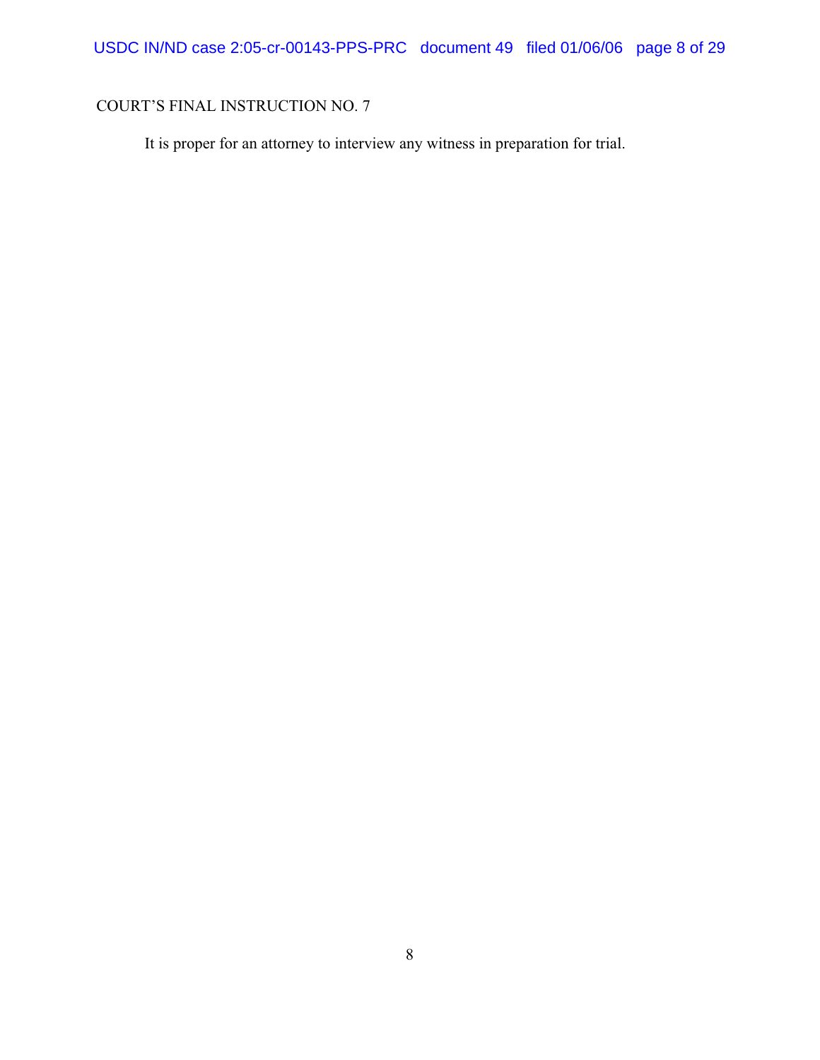COURT'S FINAL INSTRUCTION NO. 7

It is proper for an attorney to interview any witness in preparation for trial.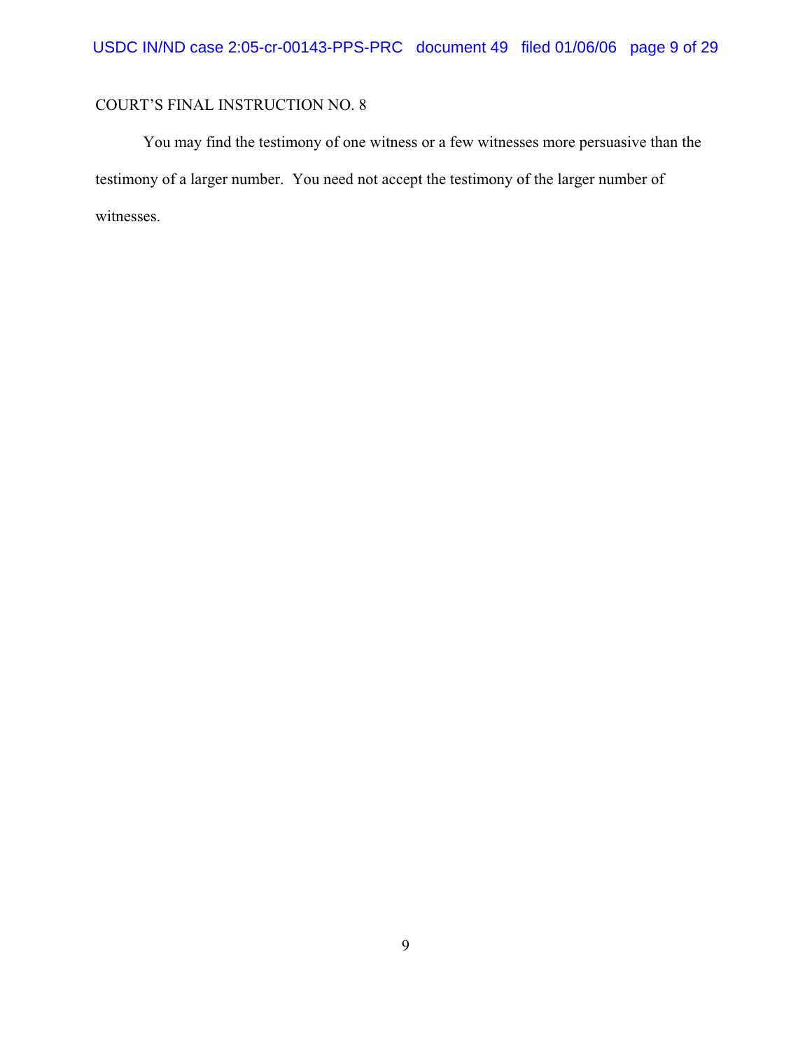COURT'S FINAL INSTRUCTION NO. 8

You may find the testimony of one witness or a few witnesses more persuasive than the testimony of a larger number. You need not accept the testimony of the larger number of witnesses.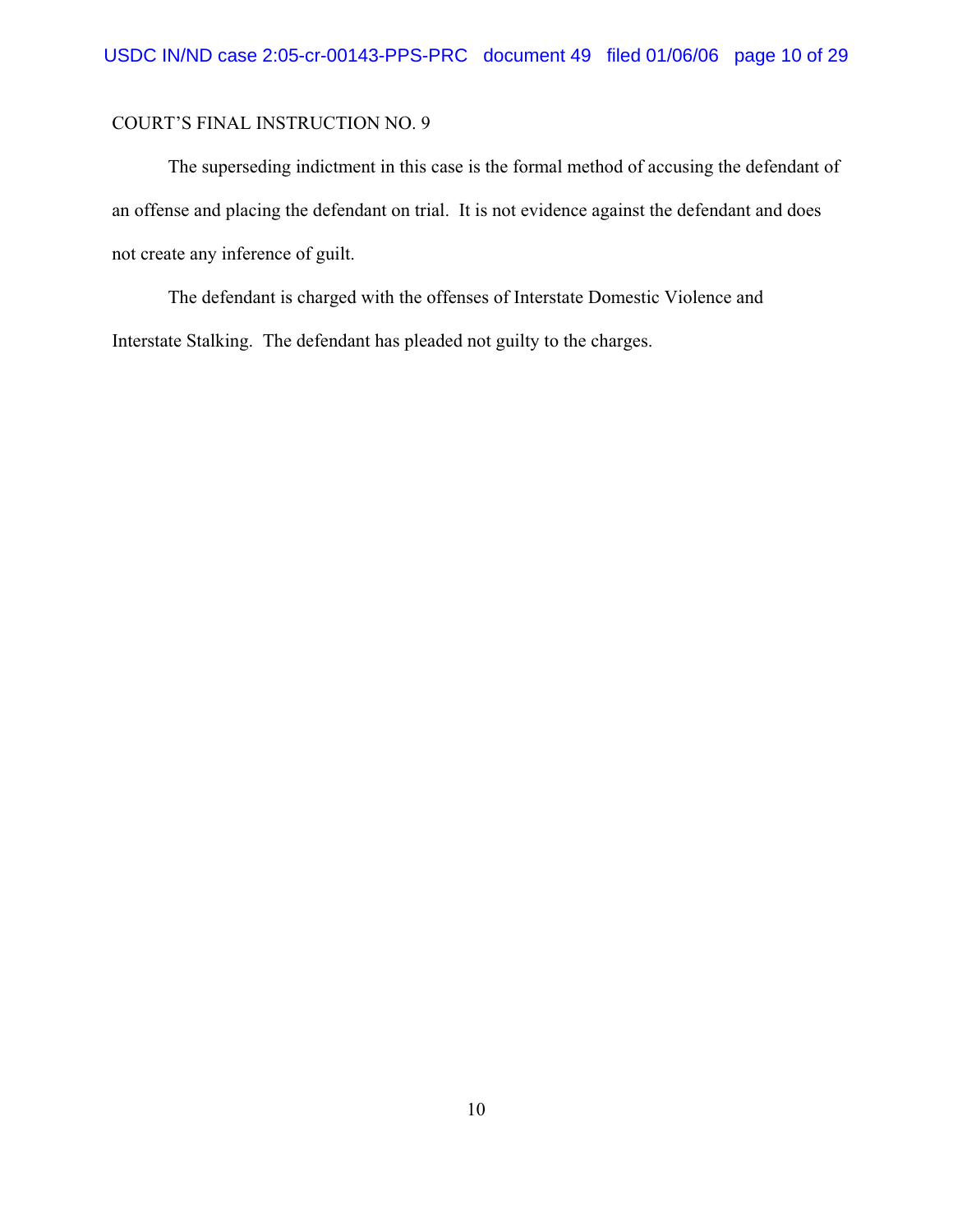COURT'S FINAL INSTRUCTION NO. 9

The superseding indictment in this case is the formal method of accusing the defendant of an offense and placing the defendant on trial. It is not evidence against the defendant and does not create any inference of guilt.

The defendant is charged with the offenses of Interstate Domestic Violence and Interstate Stalking. The defendant has pleaded not guilty to the charges.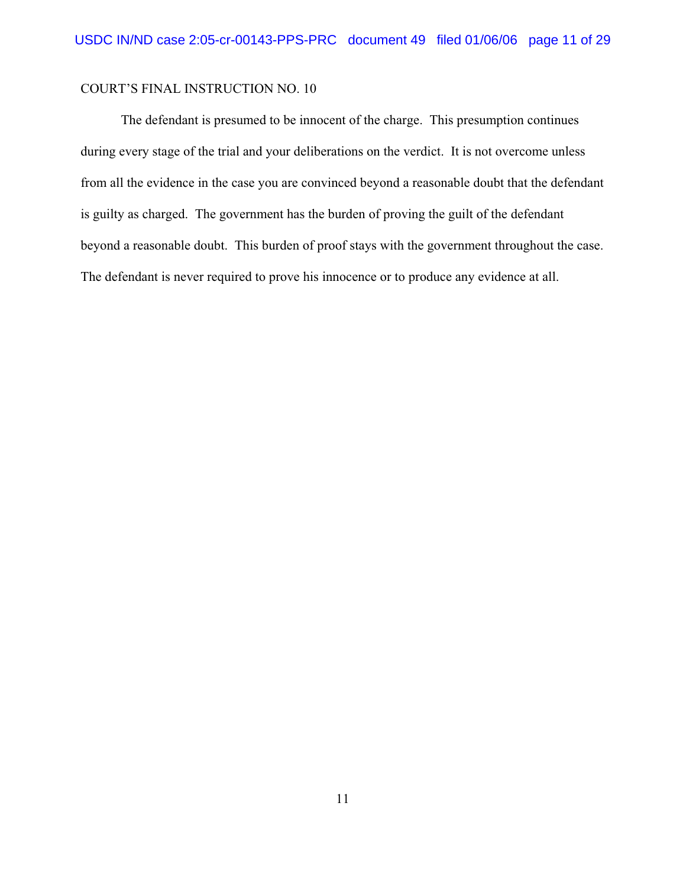COURT'S FINAL INSTRUCTION NO. 10

The defendant is presumed to be innocent of the charge. This presumption continues during every stage of the trial and your deliberations on the verdict. It is not overcome unless from all the evidence in the case you are convinced beyond a reasonable doubt that the defendant is guilty as charged. The government has the burden of proving the guilt of the defendant beyond a reasonable doubt. This burden of proof stays with the government throughout the case. The defendant is never required to prove his innocence or to produce any evidence at all.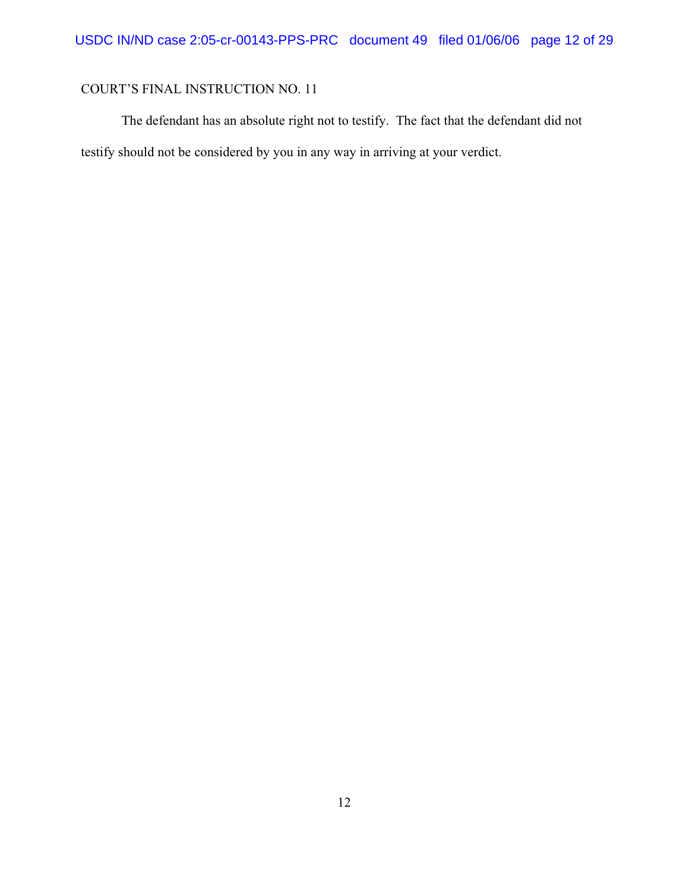COURT'S FINAL INSTRUCTION NO. 11

The defendant has an absolute right not to testify. The fact that the defendant did not testify should not be considered by you in any way in arriving at your verdict.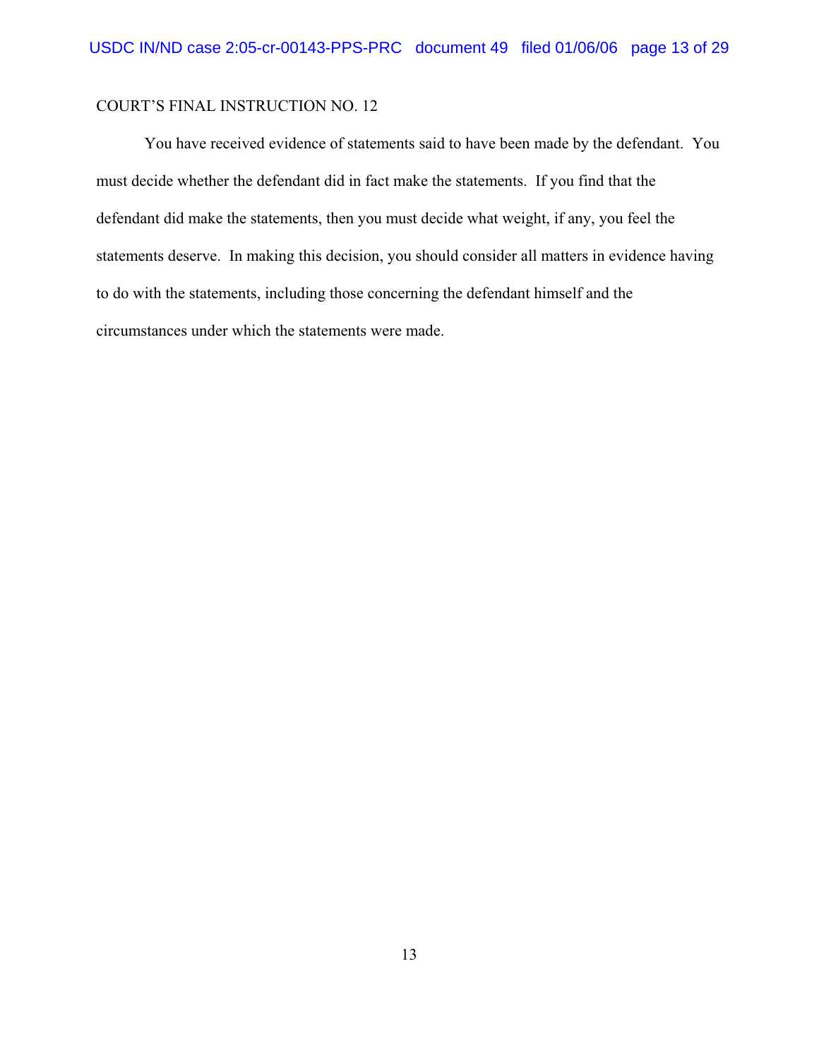COURT'S FINAL INSTRUCTION NO. 12

You have received evidence of statements said to have been made by the defendant. You must decide whether the defendant did in fact make the statements. If you find that the defendant did make the statements, then you must decide what weight, if any, you feel the statements deserve. In making this decision, you should consider all matters in evidence having to do with the statements, including those concerning the defendant himself and the circumstances under which the statements were made.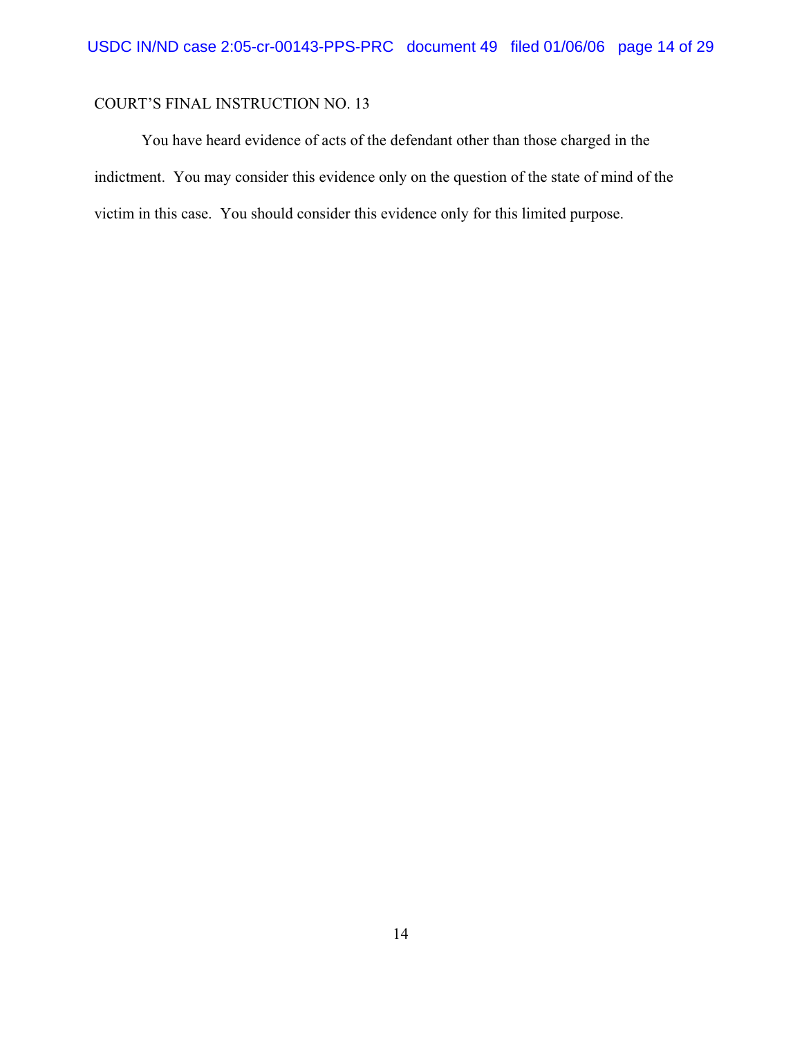COURT'S FINAL INSTRUCTION NO. 13

You have heard evidence of acts of the defendant other than those charged in the indictment. You may consider this evidence only on the question of the state of mind of the victim in this case. You should consider this evidence only for this limited purpose.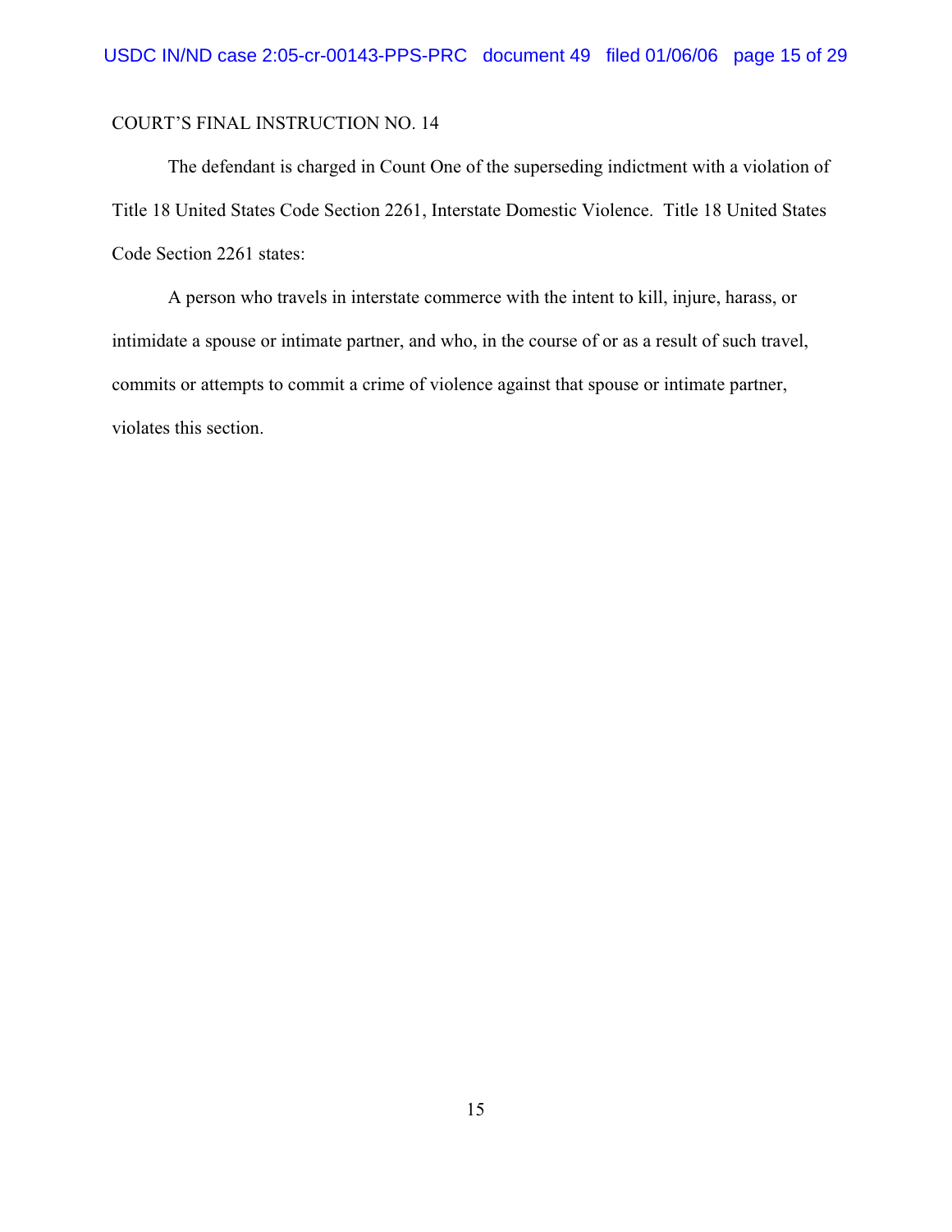COURT'S FINAL INSTRUCTION NO. 14

The defendant is charged in Count One of the superseding indictment with a violation of Title 18 United States Code Section 2261, Interstate Domestic Violence. Title 18 United States Code Section 2261 states:

A person who travels in interstate commerce with the intent to kill, injure, harass, or intimidate a spouse or intimate partner, and who, in the course of or as a result of such travel, commits or attempts to commit a crime of violence against that spouse or intimate partner, violates this section.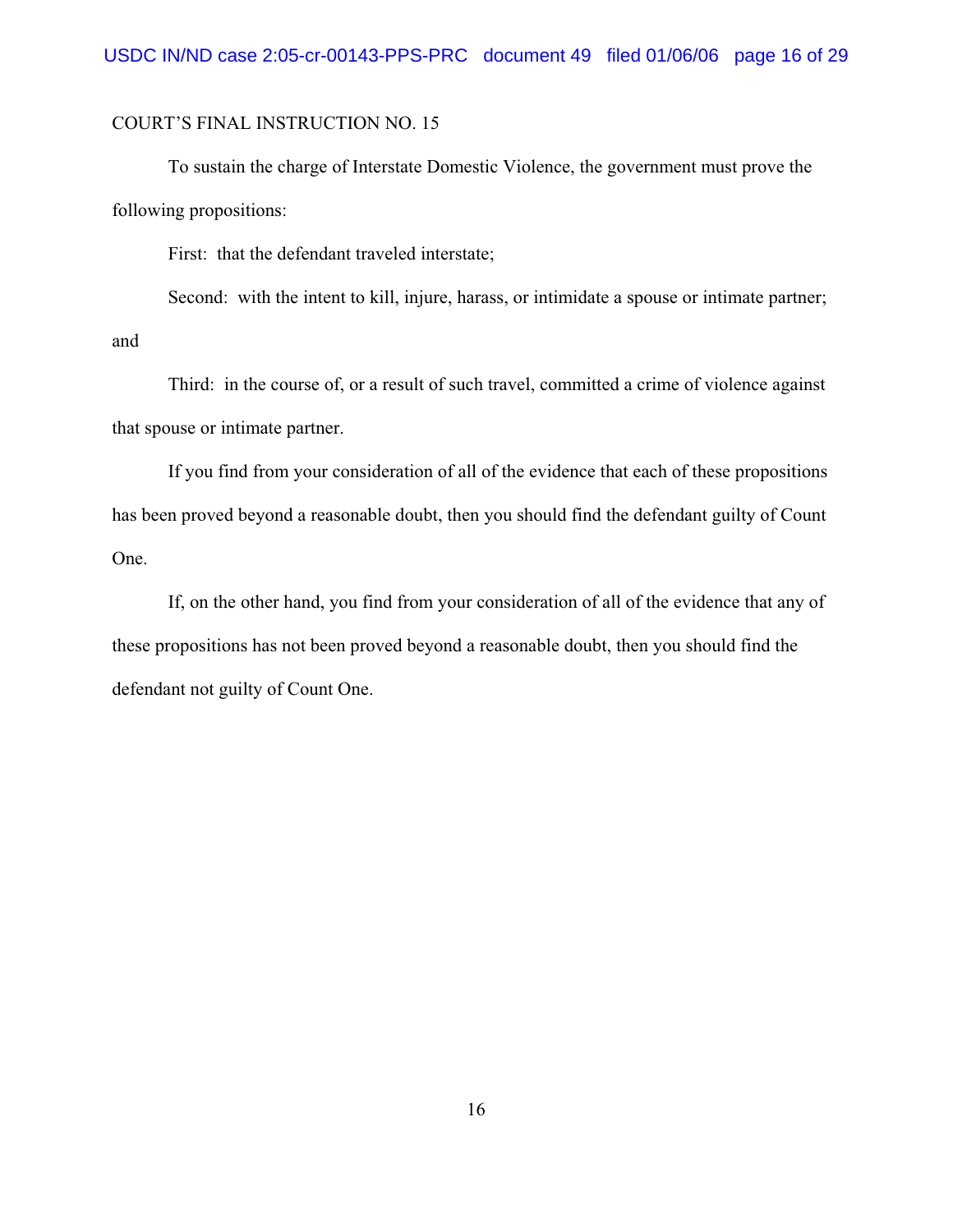COURT'S FINAL INSTRUCTION NO. 15

To sustain the charge of Interstate Domestic Violence, the government must prove the following propositions:

First: that the defendant traveled interstate;

Second: with the intent to kill, injure, harass, or intimidate a spouse or intimate partner; and

Third: in the course of, or a result of such travel, committed a crime of violence against that spouse or intimate partner.

If you find from your consideration of all of the evidence that each of these propositions has been proved beyond a reasonable doubt, then you should find the defendant guilty of Count One.

If, on the other hand, you find from your consideration of all of the evidence that any of these propositions has not been proved beyond a reasonable doubt, then you should find the defendant not guilty of Count One.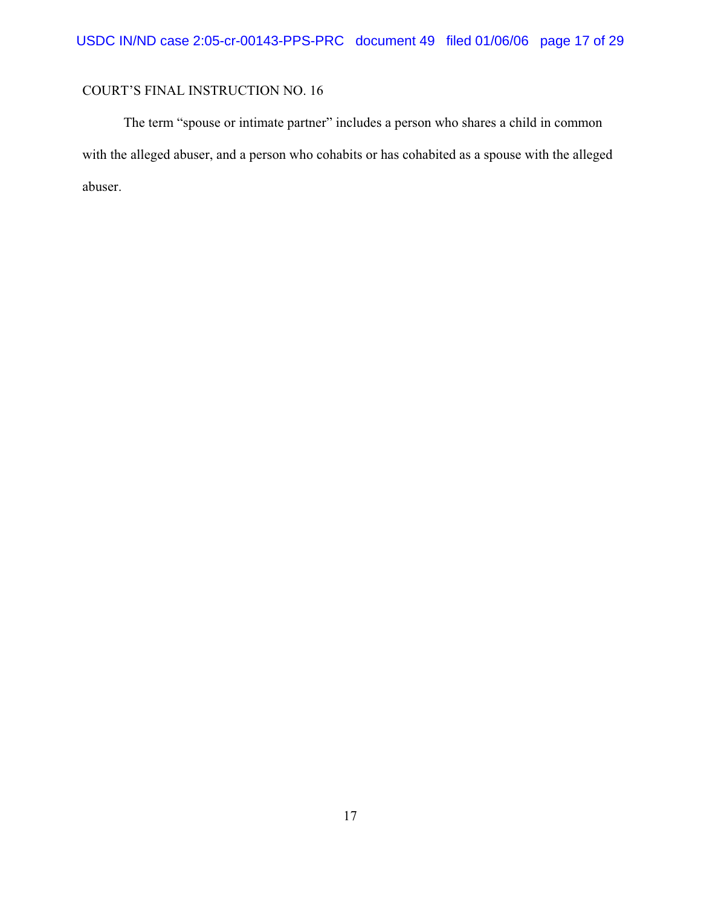COURT'S FINAL INSTRUCTION NO. 16

The term "spouse or intimate partner" includes a person who shares a child in common with the alleged abuser, and a person who cohabits or has cohabited as a spouse with the alleged abuser.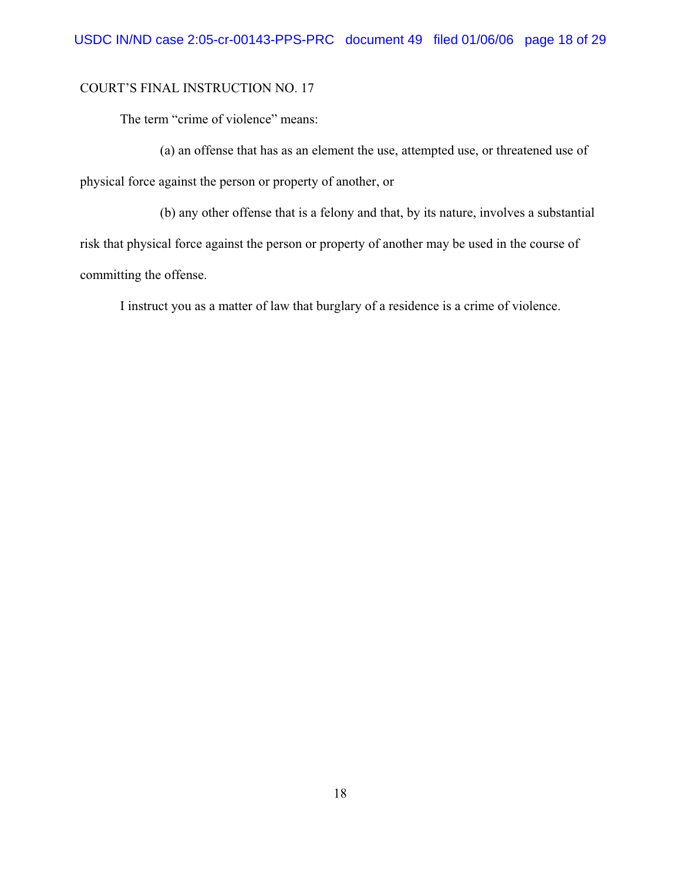COURT'S FINAL INSTRUCTION NO. 17

The term "crime of violence" means:

(a) an offense that has as an element the use, attempted use, or threatened use of physical force against the person or property of another, or

(b) any other offense that is a felony and that, by its nature, involves a substantial risk that physical force against the person or property of another may be used in the course of committing the offense.

I instruct you as a matter of law that burglary of a residence is a crime of violence.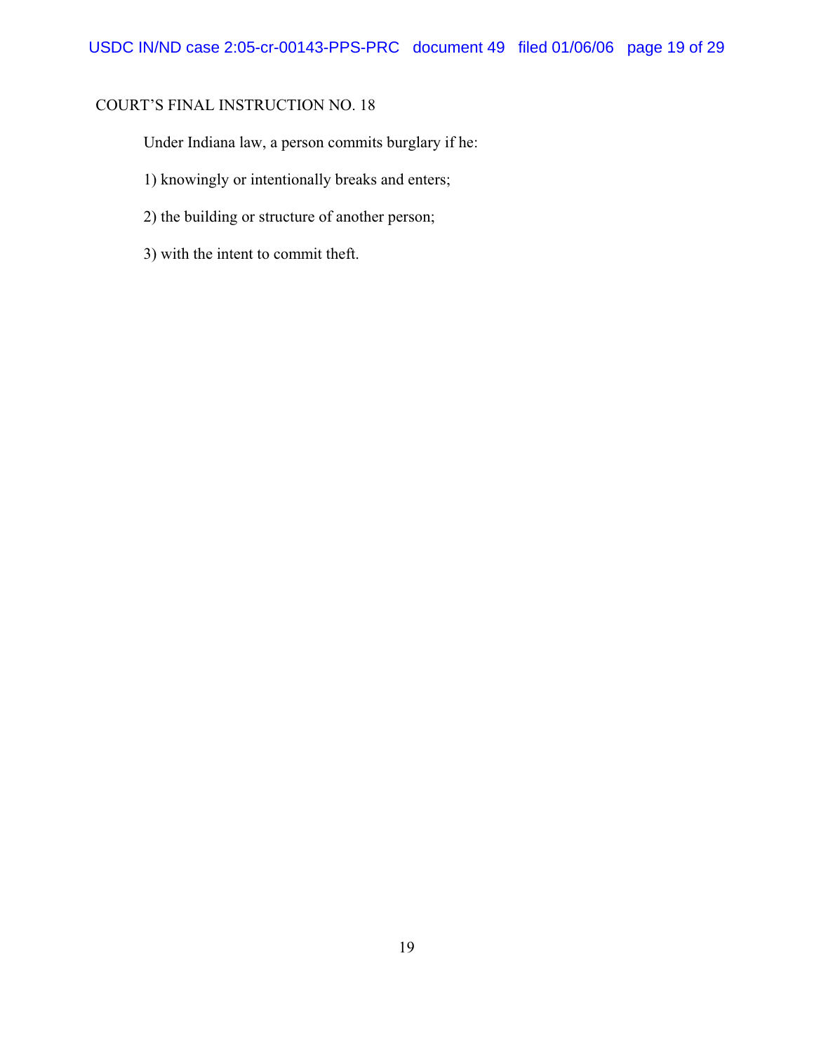COURT'S FINAL INSTRUCTION NO. 18

Under Indiana law, a person commits burglary if he:

1) knowingly or intentionally breaks and enters;

2) the building or structure of another person;

3) with the intent to commit theft.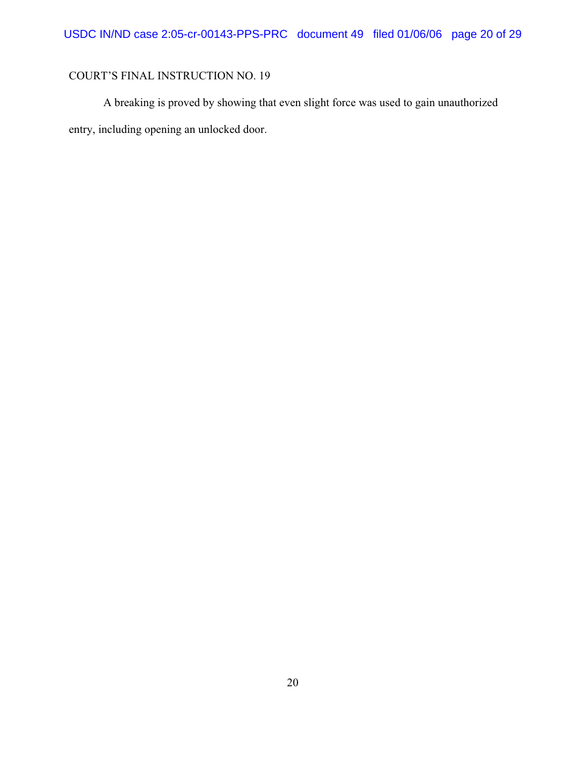COURT'S FINAL INSTRUCTION NO. 19

A breaking is proved by showing that even slight force was used to gain unauthorized entry, including opening an unlocked door.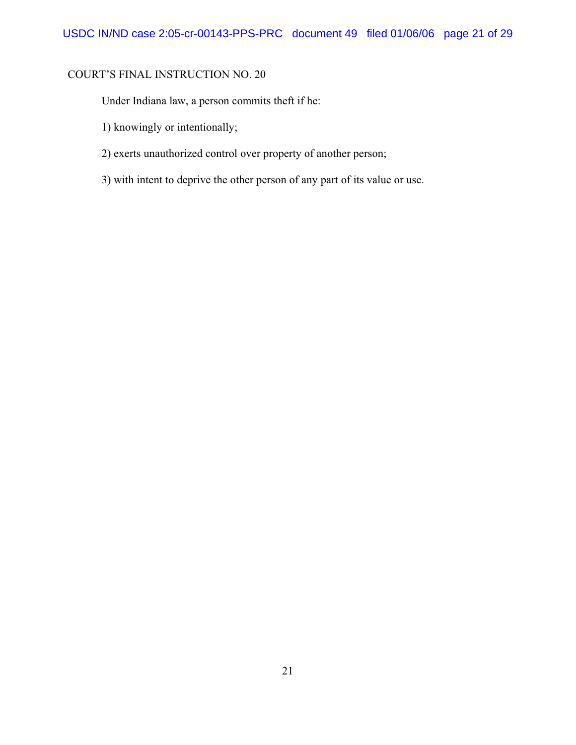COURT'S FINAL INSTRUCTION NO. 20

Under Indiana law, a person commits theft if he:

1) knowingly or intentionally;

2) exerts unauthorized control over property of another person;

3) with intent to deprive the other person of any part of its value or use.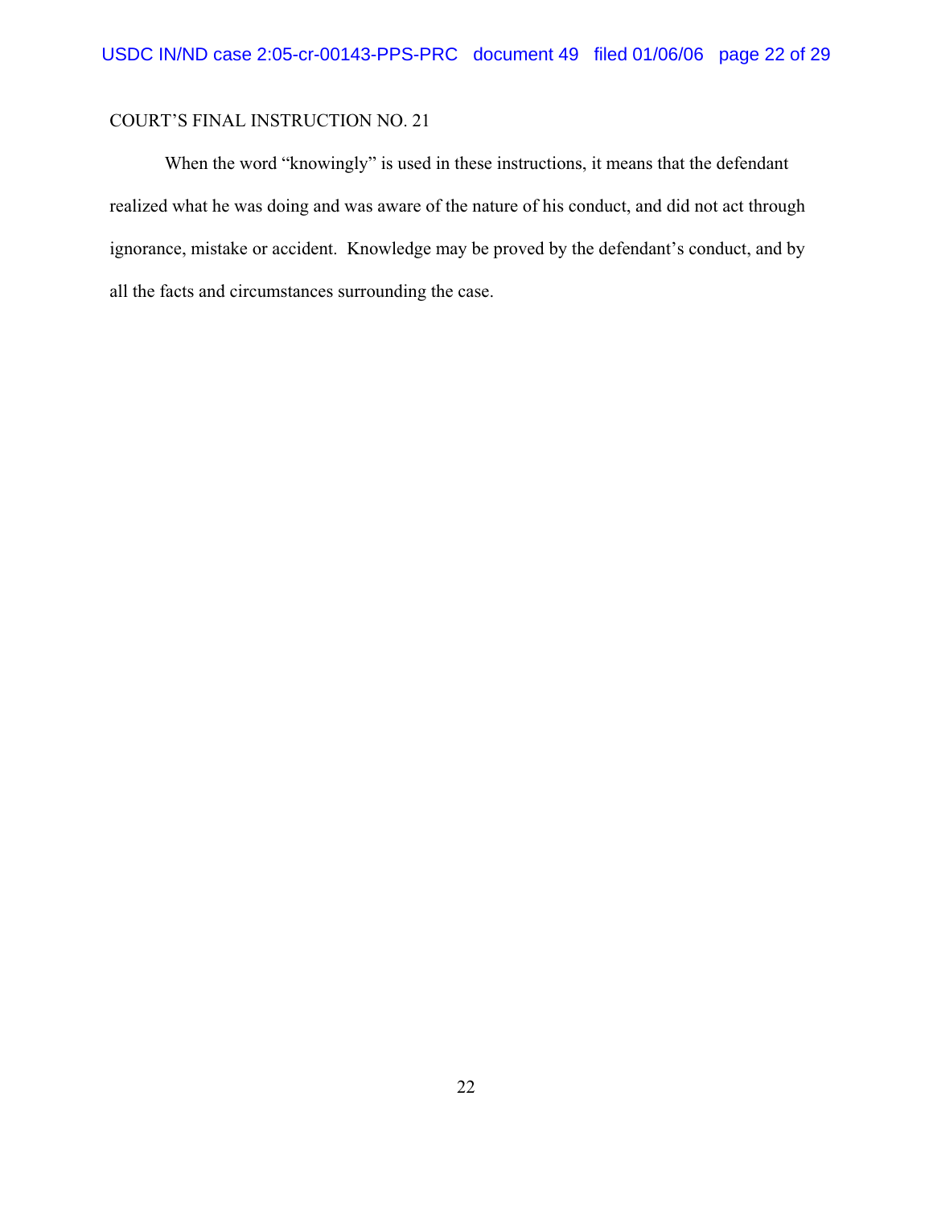COURT'S FINAL INSTRUCTION NO. 21

When the word "knowingly" is used in these instructions, it means that the defendant realized what he was doing and was aware of the nature of his conduct, and did not act through ignorance, mistake or accident. Knowledge may be proved by the defendant's conduct, and by all the facts and circumstances surrounding the case.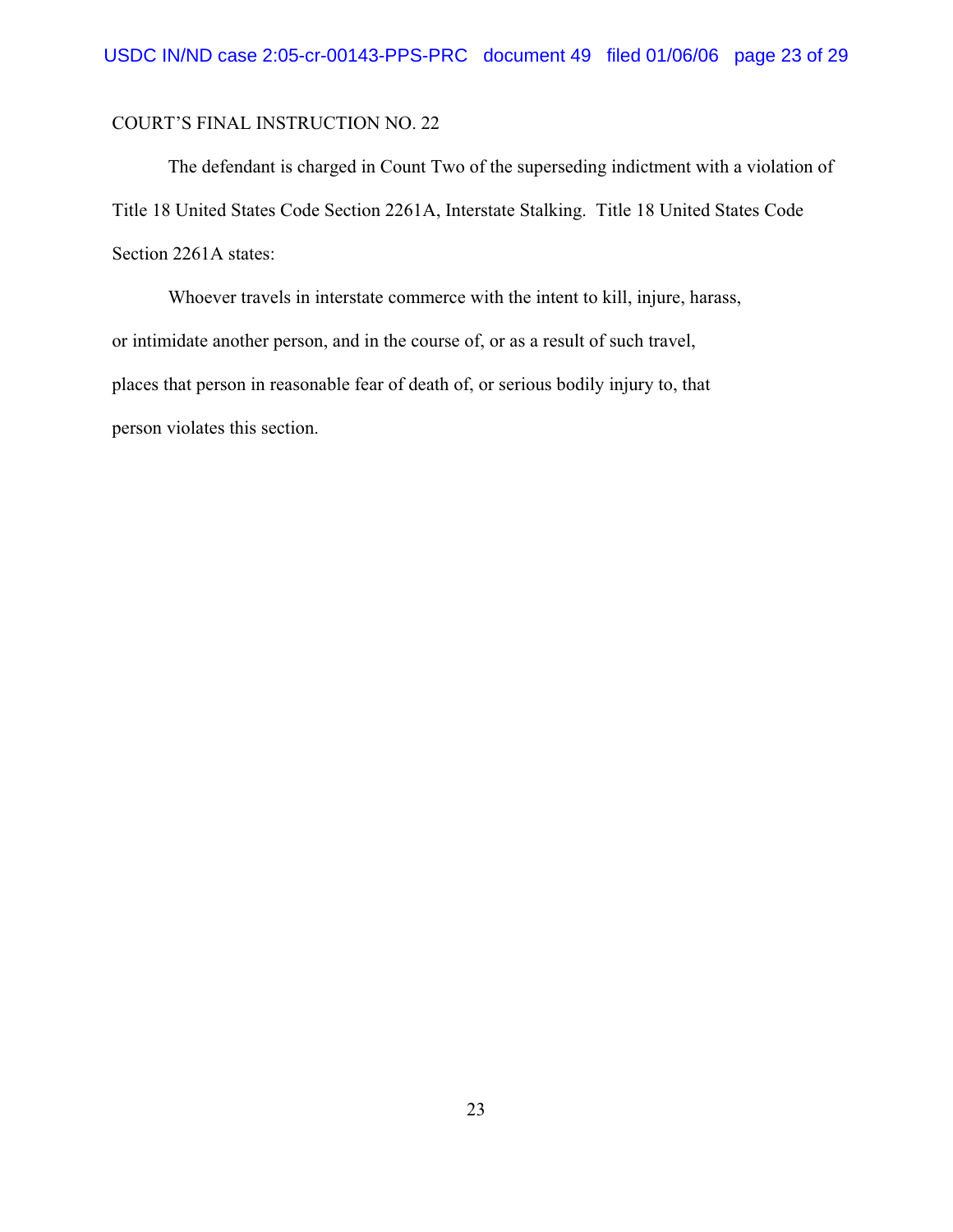COURT'S FINAL INSTRUCTION NO. 22

The defendant is charged in Count Two of the superseding indictment with a violation of Title 18 United States Code Section 2261A, Interstate Stalking. Title 18 United States Code Section 2261A states:

> Whoever travels in interstate commerce with the intent to kill, injure, harass, or intimidate another person, and in the course of, or as a result of such travel, places that person in reasonable fear of death of, or serious bodily injury to, that person violates this section.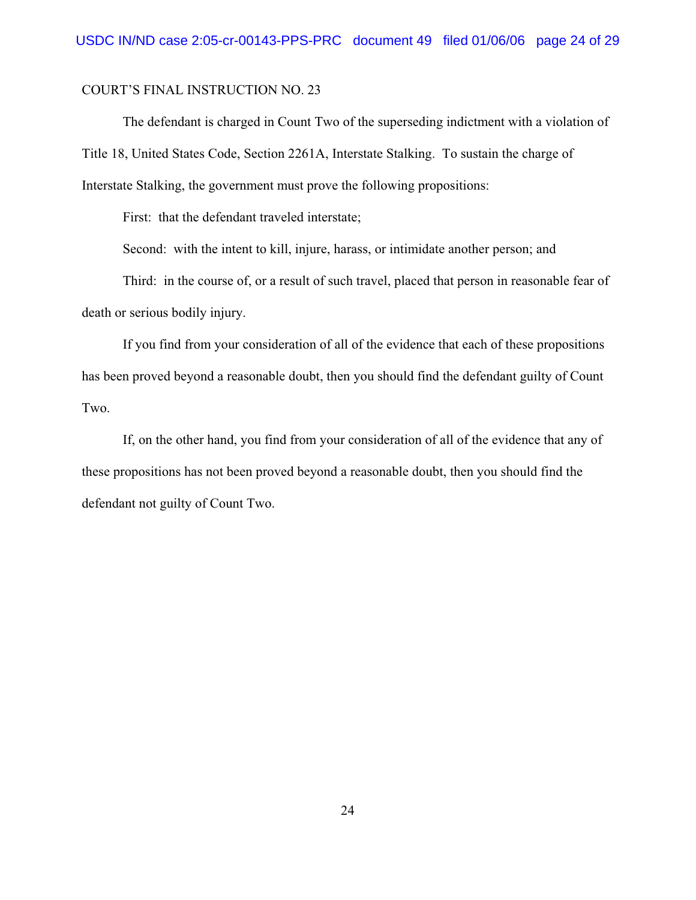COURT'S FINAL INSTRUCTION NO. 23

The defendant is charged in Count Two of the superseding indictment with a violation of Title 18, United States Code, Section 2261A, Interstate Stalking. To sustain the charge of Interstate Stalking, the government must prove the following propositions:

First: that the defendant traveled interstate;

Second: with the intent to kill, injure, harass, or intimidate another person; and

Third: in the course of, or a result of such travel, placed that person in reasonable fear of death or serious bodily injury.

If you find from your consideration of all of the evidence that each of these propositions has been proved beyond a reasonable doubt, then you should find the defendant guilty of Count Two.

If, on the other hand, you find from your consideration of all of the evidence that any of these propositions has not been proved beyond a reasonable doubt, then you should find the defendant not guilty of Count Two.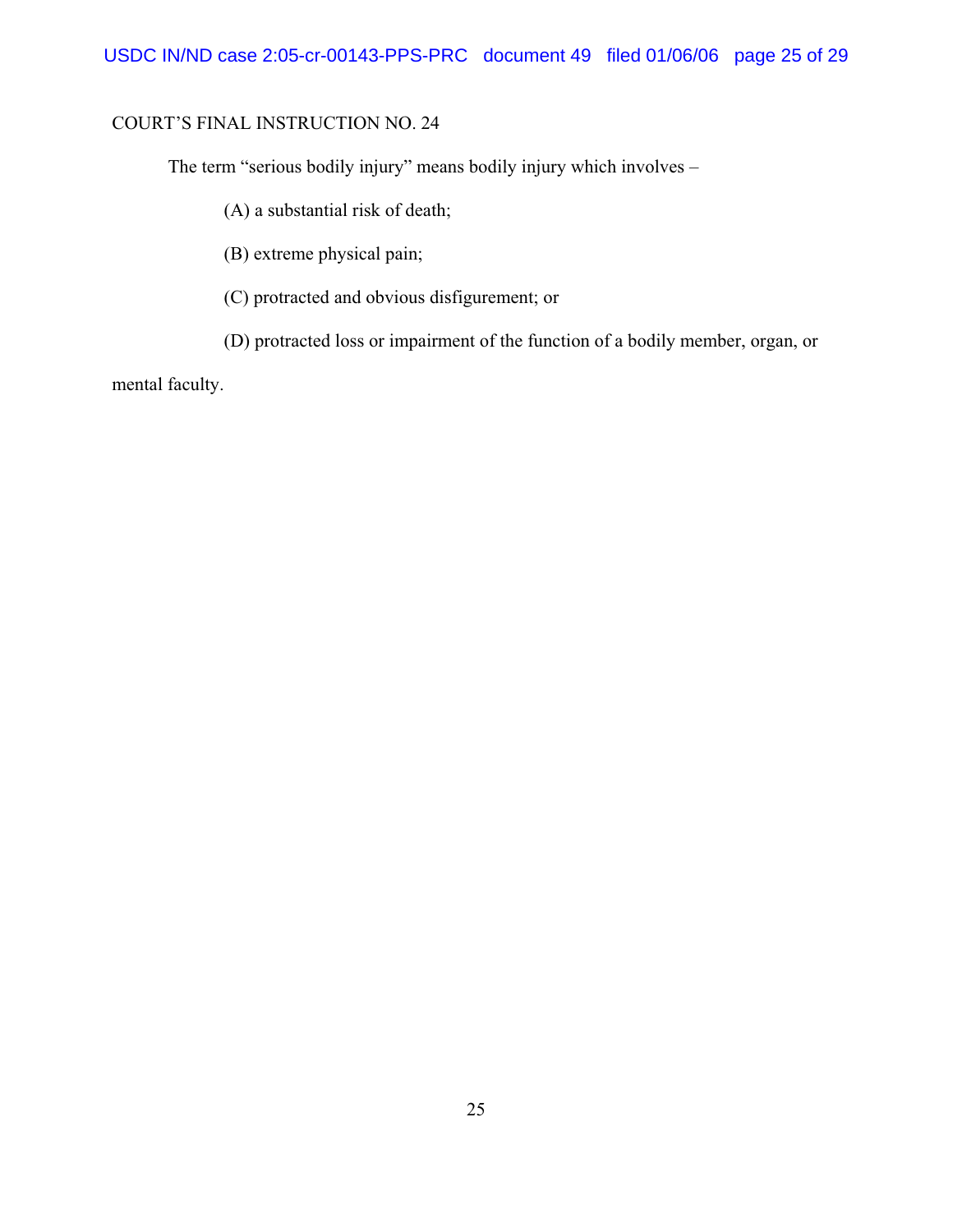COURT'S FINAL INSTRUCTION NO. 24

The term "serious bodily injury" means bodily injury which involves –

(A) a substantial risk of death;

(B) extreme physical pain;

(C) protracted and obvious disfigurement; or

(D) protracted loss or impairment of the function of a bodily member, organ, or mental faculty.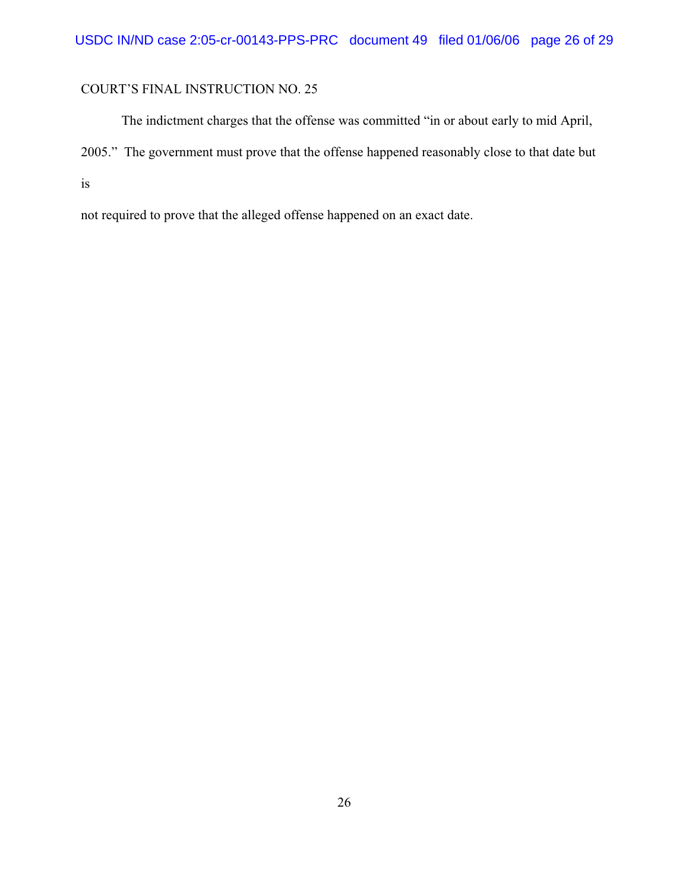COURT'S FINAL INSTRUCTION NO. 25

The indictment charges that the offense was committed "in or about early to mid April, 2005." The government must prove that the offense happened reasonably close to that date but is not required to prove that the alleged offense happened on an exact date.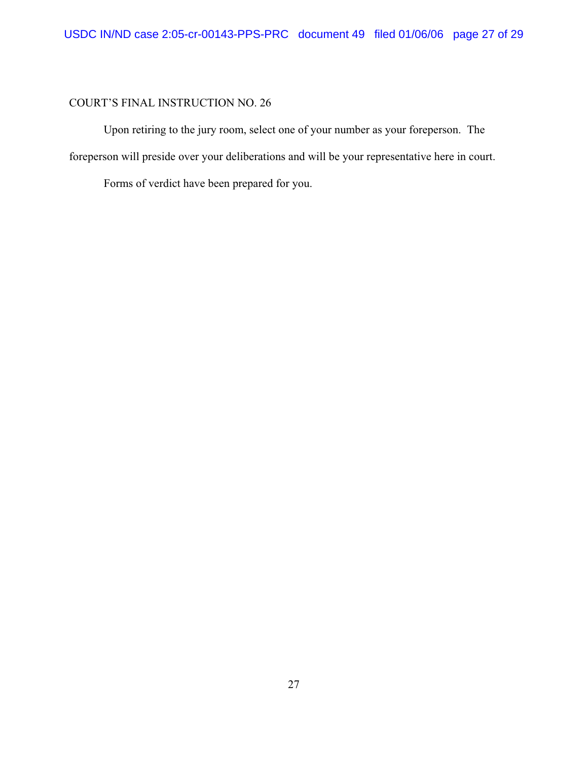COURT'S FINAL INSTRUCTION NO. 26

Upon retiring to the jury room, select one of your number as your foreperson. The foreperson will preside over your deliberations and will be your representative here in court.

Forms of verdict have been prepared for you.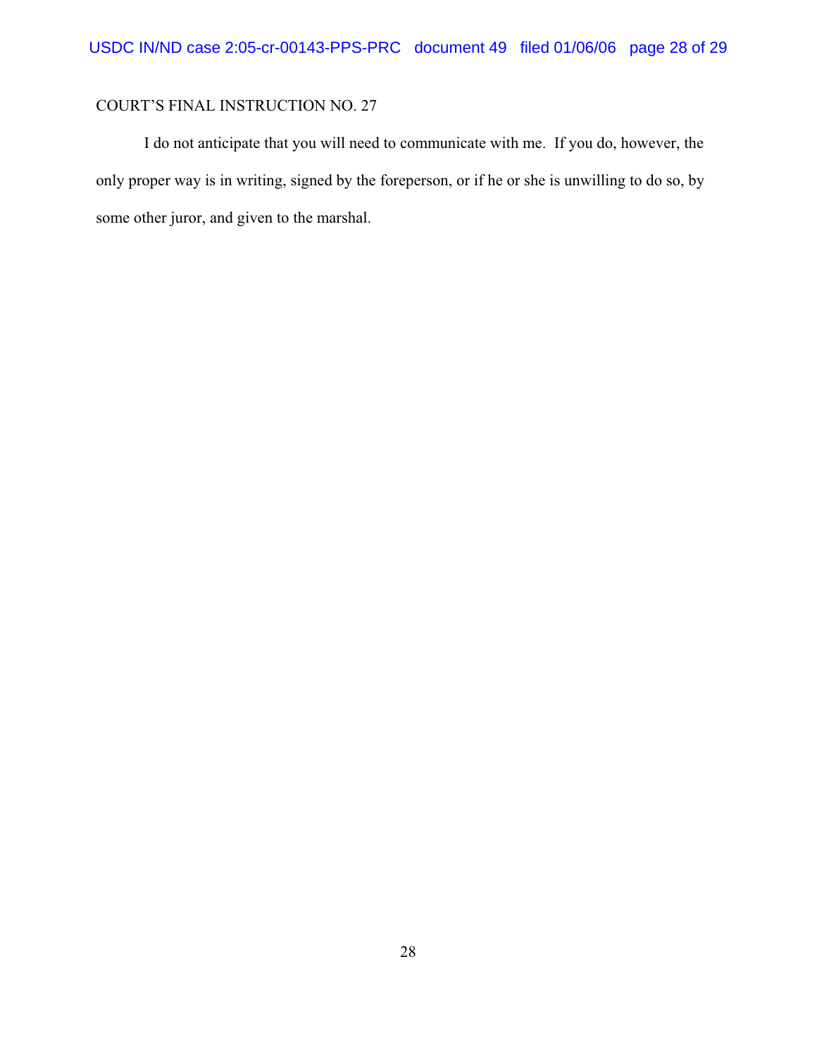COURT'S FINAL INSTRUCTION NO. 27

I do not anticipate that you will need to communicate with me. If you do, however, the only proper way is in writing, signed by the foreperson, or if he or she is unwilling to do so, by some other juror, and given to the marshal.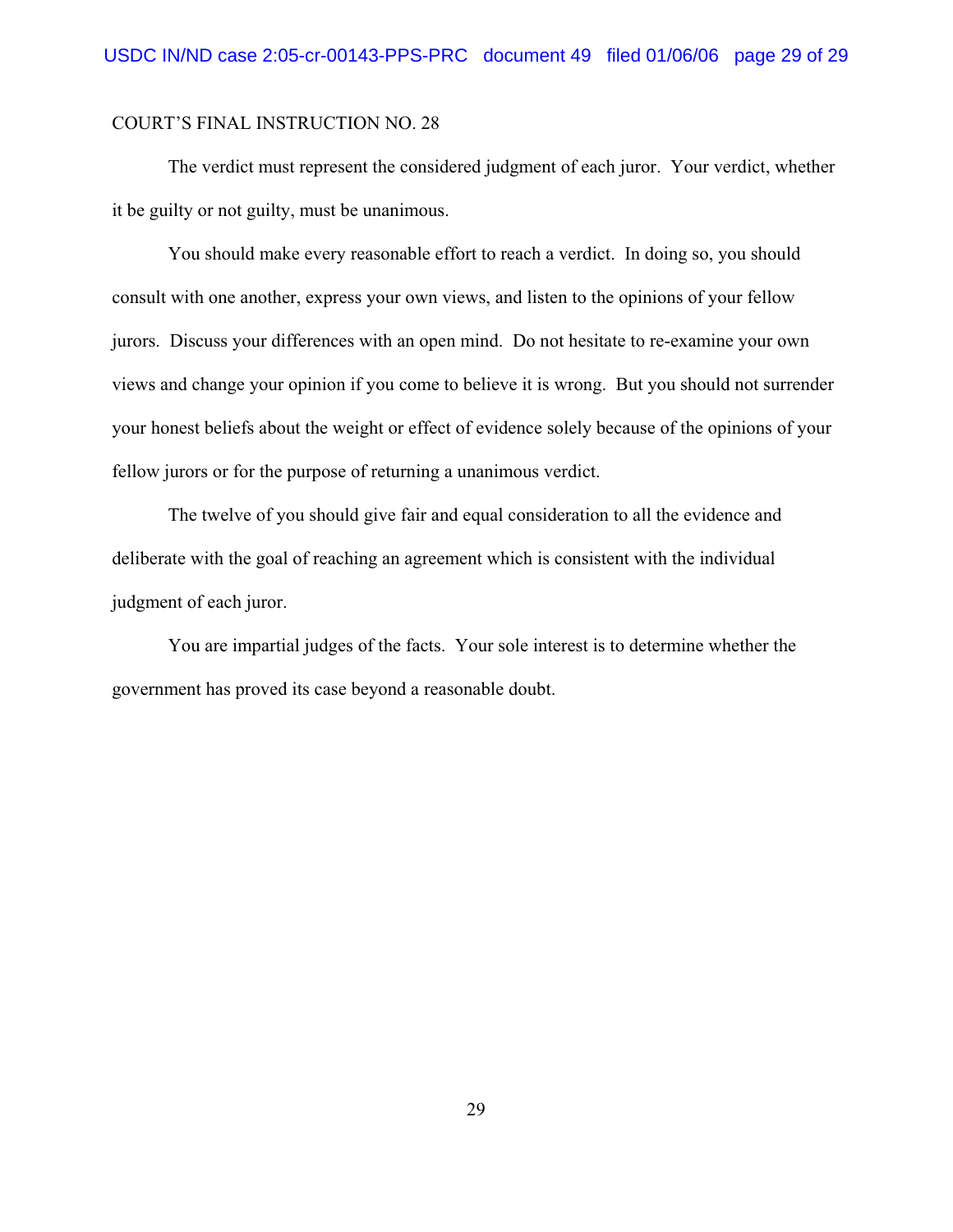COURT'S FINAL INSTRUCTION NO. 28

The verdict must represent the considered judgment of each juror. Your verdict, whether it be guilty or not guilty, must be unanimous.

You should make every reasonable effort to reach a verdict. In doing so, you should consult with one another, express your own views, and listen to the opinions of your fellow jurors. Discuss your differences with an open mind. Do not hesitate to re-examine your own views and change your opinion if you come to believe it is wrong. But you should not surrender your honest beliefs about the weight or effect of evidence solely because of the opinions of your fellow jurors or for the purpose of returning a unanimous verdict.

The twelve of you should give fair and equal consideration to all the evidence and deliberate with the goal of reaching an agreement which is consistent with the individual judgment of each juror.

You are impartial judges of the facts. Your sole interest is to determine whether the government has proved its case beyond a reasonable doubt.